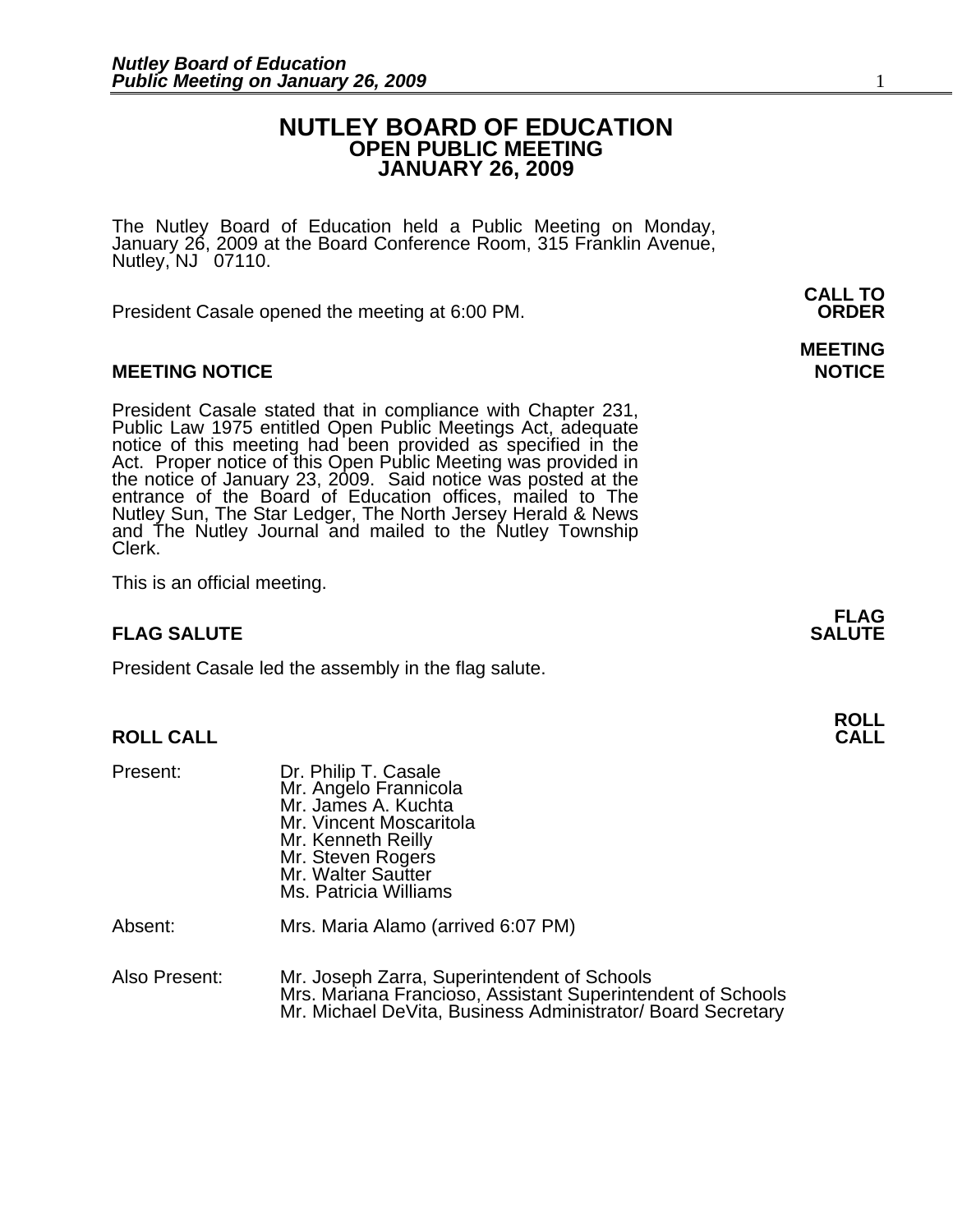# NUTLEY BOARD OF EDUCATION
## OPEN PUBLIC MEETING
## JANUARY 26, 2009

The Nutley Board of Education held a Public Meeting on Monday, January 26, 2009 at the Board Conference Room, 315 Franklin Avenue, Nutley, NJ 07110.

**CALL TO ORDER**

President Casale opened the meeting at 6:00 PM.

**MEETING NOTICE**

President Casale stated that in compliance with Chapter 231, Public Law 1975 entitled Open Public Meetings Act, adequate notice of this meeting had been provided as specified in the Act. Proper notice of this Open Public Meeting was provided in the notice of January 23, 2009. Said notice was posted at the entrance of the Board of Education offices, mailed to The Nutley Sun, The Star Ledger, The North Jersey Herald & News and The Nutley Journal and mailed to the Nutley Township Clerk.

This is an official meeting.

**FLAG SALUTE**

President Casale led the assembly in the flag salute.

**ROLL CALL**

Present:
- Dr. Philip T. Casale
- Mr. Angelo Frannicola
- Mr. James A. Kuchta
- Mr. Vincent Moscaritola
- Mr. Kenneth Reilly
- Mr. Steven Rogers
- Mr. Walter Sautter
- Ms. Patricia Williams

Absent: Mrs. Maria Alamo (arrived 6:07 PM)

Also Present:
- Mr. Joseph Zarra, Superintendent of Schools
- Mrs. Mariana Francioso, Assistant Superintendent of Schools
- Mr. Michael DeVita, Business Administrator/ Board Secretary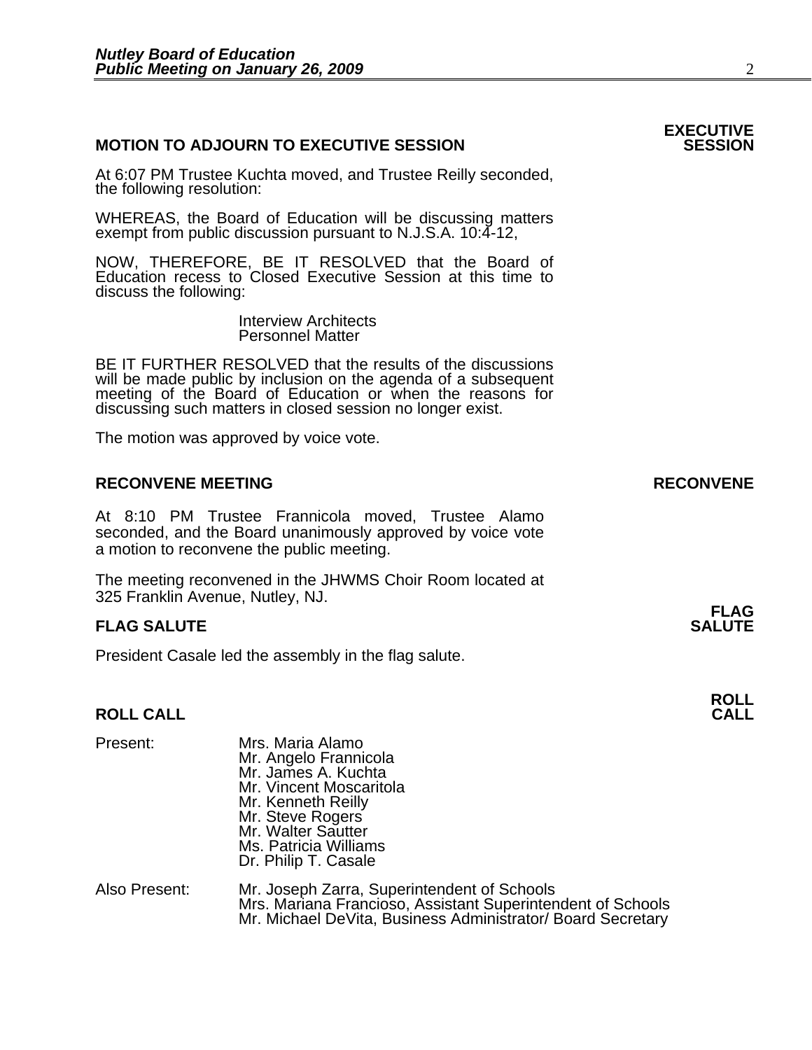## MOTION TO ADJOURN TO EXECUTIVE SESSION

**EXECUTIVE SESSION**

At 6:07 PM Trustee Kuchta moved, and Trustee Reilly seconded, the following resolution:

WHEREAS, the Board of Education will be discussing matters exempt from public discussion pursuant to N.J.S.A. 10:4-12,

NOW, THEREFORE, BE IT RESOLVED that the Board of Education recess to Closed Executive Session at this time to discuss the following:

Interview Architects
Personnel Matter

BE IT FURTHER RESOLVED that the results of the discussions will be made public by inclusion on the agenda of a subsequent meeting of the Board of Education or when the reasons for discussing such matters in closed session no longer exist.

The motion was approved by voice vote.

## RECONVENE MEETING

**RECONVENE**

At 8:10 PM Trustee Frannicola moved, Trustee Alamo seconded, and the Board unanimously approved by voice vote a motion to reconvene the public meeting.

The meeting reconvened in the JHWMS Choir Room located at 325 Franklin Avenue, Nutley, NJ.

## FLAG SALUTE

**FLAG SALUTE**

President Casale led the assembly in the flag salute.

## ROLL CALL

**ROLL CALL**

Present:
Mrs. Maria Alamo
Mr. Angelo Frannicola
Mr. James A. Kuchta
Mr. Vincent Moscaritola
Mr. Kenneth Reilly
Mr. Steve Rogers
Mr. Walter Sautter
Ms. Patricia Williams
Dr. Philip T. Casale

Also Present:
Mr. Joseph Zarra, Superintendent of Schools
Mrs. Mariana Francioso, Assistant Superintendent of Schools
Mr. Michael DeVita, Business Administrator/ Board Secretary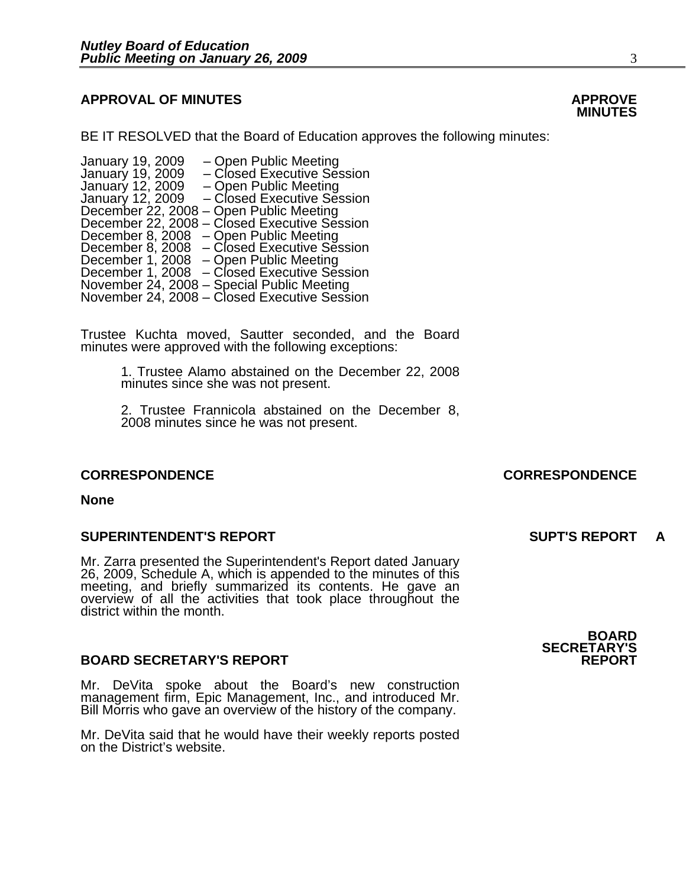## APPROVAL OF MINUTES

**APPROVE MINUTES**

BE IT RESOLVED that the Board of Education approves the following minutes:

January 19, 2009 – Open Public Meeting
January 19, 2009 – Closed Executive Session
January 12, 2009 – Open Public Meeting
January 12, 2009 – Closed Executive Session
December 22, 2008 – Open Public Meeting
December 22, 2008 – Closed Executive Session
December 8, 2008 – Open Public Meeting
December 8, 2008 – Closed Executive Session
December 1, 2008 – Open Public Meeting
December 1, 2008 – Closed Executive Session
November 24, 2008 – Special Public Meeting
November 24, 2008 – Closed Executive Session

Trustee Kuchta moved, Sautter seconded, and the Board minutes were approved with the following exceptions:

1. Trustee Alamo abstained on the December 22, 2008 minutes since she was not present.

2. Trustee Frannicola abstained on the December 8, 2008 minutes since he was not present.

## CORRESPONDENCE

**CORRESPONDENCE**

**None**

## SUPERINTENDENT'S REPORT

**SUPT'S REPORT A**

Mr. Zarra presented the Superintendent's Report dated January 26, 2009, Schedule A, which is appended to the minutes of this meeting, and briefly summarized its contents. He gave an overview of all the activities that took place throughout the district within the month.

## BOARD SECRETARY'S REPORT

**BOARD SECRETARY'S REPORT**

Mr. DeVita spoke about the Board's new construction management firm, Epic Management, Inc., and introduced Mr. Bill Morris who gave an overview of the history of the company.

Mr. DeVita said that he would have their weekly reports posted on the District's website.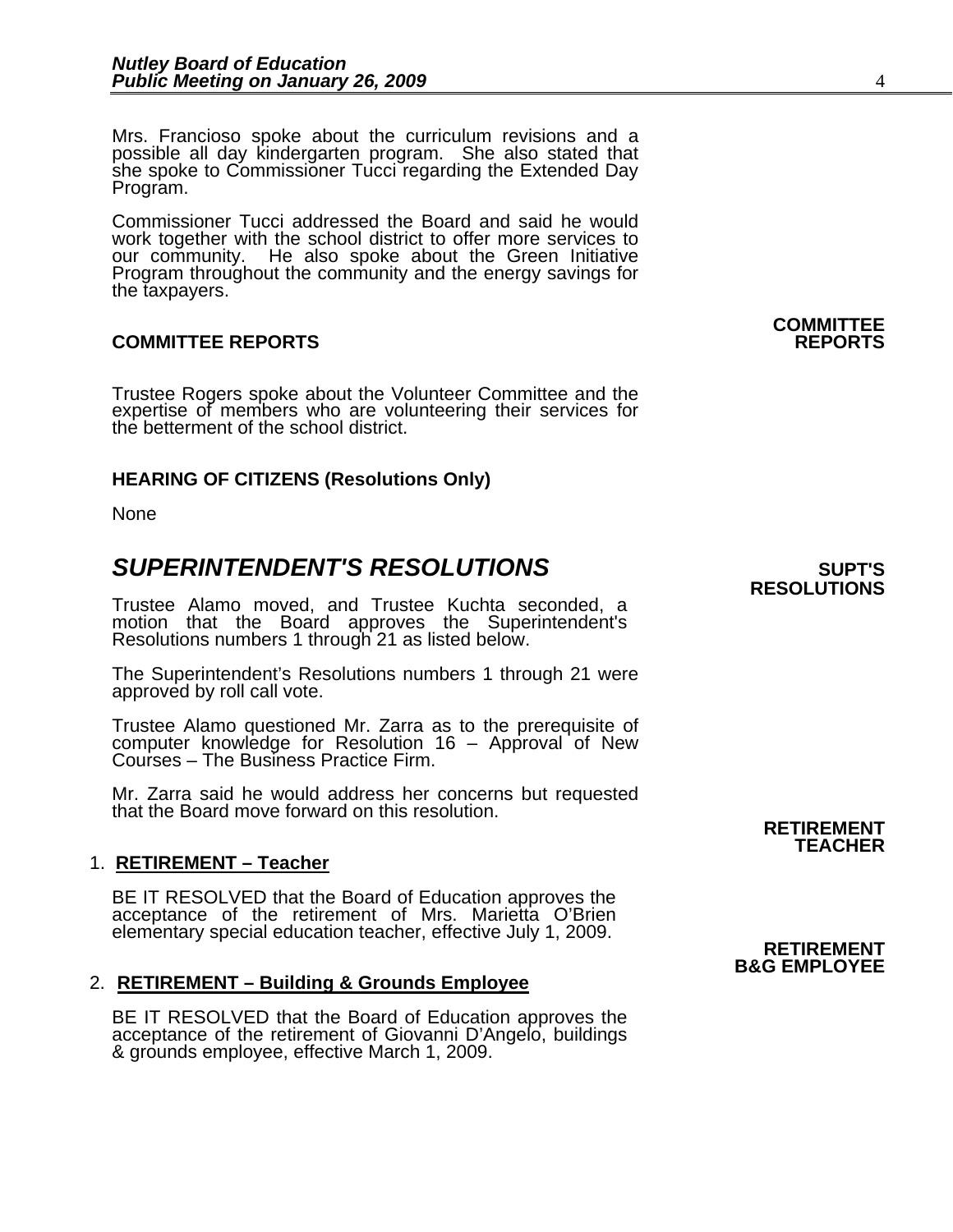Mrs. Francioso spoke about the curriculum revisions and a possible all day kindergarten program. She also stated that she spoke to Commissioner Tucci regarding the Extended Day Program.

Commissioner Tucci addressed the Board and said he would work together with the school district to offer more services to our community. He also spoke about the Green Initiative Program throughout the community and the energy savings for the taxpayers.

**COMMITTEE REPORTS**

Trustee Rogers spoke about the Volunteer Committee and the expertise of members who are volunteering their services for the betterment of the school district.

**HEARING OF CITIZENS (Resolutions Only)**

None

## *SUPERINTENDENT'S RESOLUTIONS*

Trustee Alamo moved, and Trustee Kuchta seconded, a motion that the Board approves the Superintendent's Resolutions numbers 1 through 21 as listed below.

The Superintendent's Resolutions numbers 1 through 21 were approved by roll call vote.

Trustee Alamo questioned Mr. Zarra as to the prerequisite of computer knowledge for Resolution 16 – Approval of New Courses – The Business Practice Firm.

Mr. Zarra said he would address her concerns but requested that the Board move forward on this resolution.

1. **RETIREMENT – Teacher**

   BE IT RESOLVED that the Board of Education approves the acceptance of the retirement of Mrs. Marietta O'Brien elementary special education teacher, effective July 1, 2009.

2. **RETIREMENT – Building & Grounds Employee**

   BE IT RESOLVED that the Board of Education approves the acceptance of the retirement of Giovanni D'Angelo, buildings & grounds employee, effective March 1, 2009.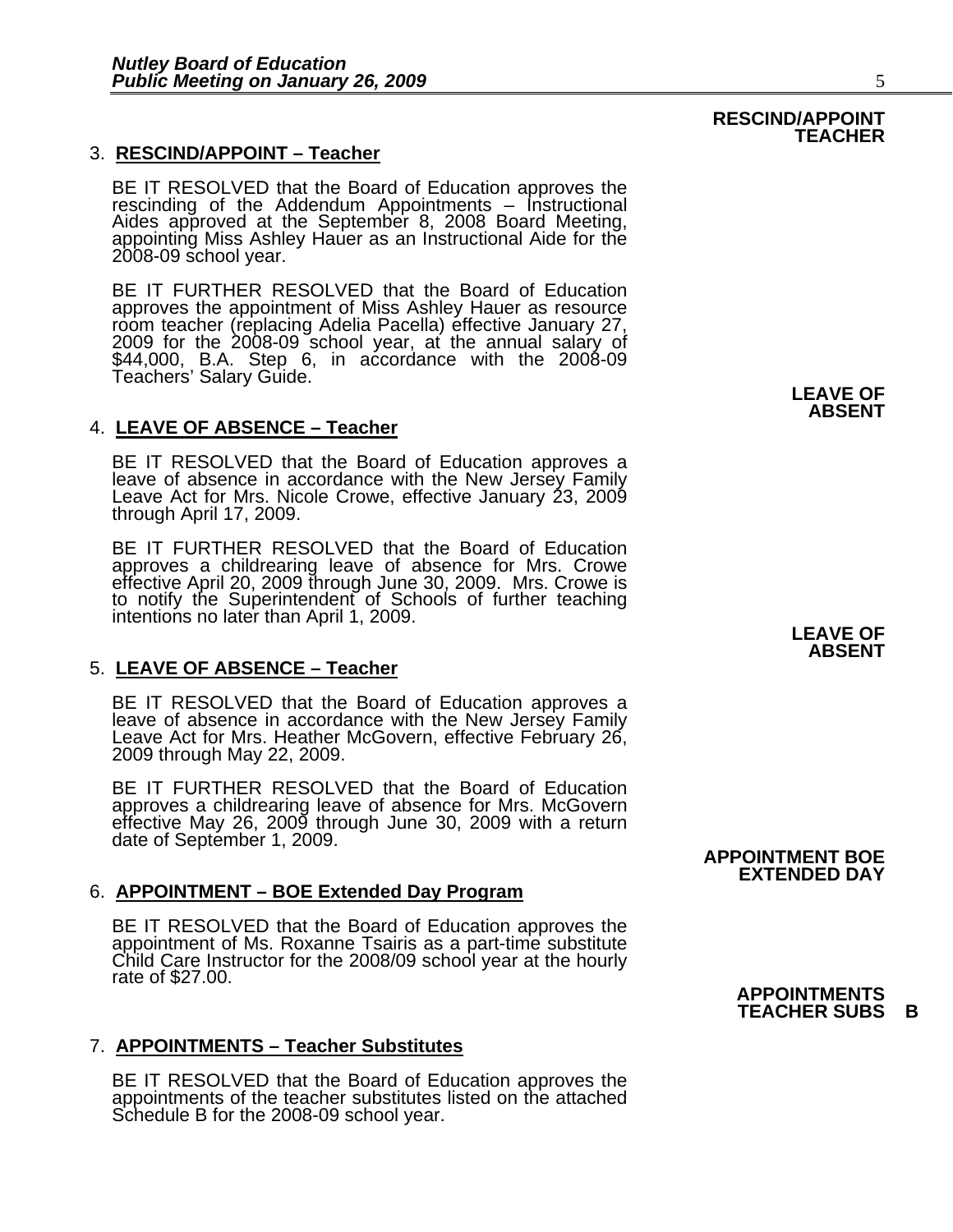**RESCIND/APPOINT TEACHER**

3. **RESCIND/APPOINT – Teacher**

   BE IT RESOLVED that the Board of Education approves the rescinding of the Addendum Appointments – Instructional Aides approved at the September 8, 2008 Board Meeting, appointing Miss Ashley Hauer as an Instructional Aide for the 2008-09 school year.

   BE IT FURTHER RESOLVED that the Board of Education approves the appointment of Miss Ashley Hauer as resource room teacher (replacing Adelia Pacella) effective January 27, 2009 for the 2008-09 school year, at the annual salary of $44,000, B.A. Step 6, in accordance with the 2008-09 Teachers' Salary Guide.

**LEAVE OF ABSENT**

4. **LEAVE OF ABSENCE – Teacher**

   BE IT RESOLVED that the Board of Education approves a leave of absence in accordance with the New Jersey Family Leave Act for Mrs. Nicole Crowe, effective January 23, 2009 through April 17, 2009.

   BE IT FURTHER RESOLVED that the Board of Education approves a childrearing leave of absence for Mrs. Crowe effective April 20, 2009 through June 30, 2009. Mrs. Crowe is to notify the Superintendent of Schools of further teaching intentions no later than April 1, 2009.

**LEAVE OF ABSENT**

5. **LEAVE OF ABSENCE – Teacher**

   BE IT RESOLVED that the Board of Education approves a leave of absence in accordance with the New Jersey Family Leave Act for Mrs. Heather McGovern, effective February 26, 2009 through May 22, 2009.

   BE IT FURTHER RESOLVED that the Board of Education approves a childrearing leave of absence for Mrs. McGovern effective May 26, 2009 through June 30, 2009 with a return date of September 1, 2009.

**APPOINTMENT BOE EXTENDED DAY**

6. **APPOINTMENT – BOE Extended Day Program**

   BE IT RESOLVED that the Board of Education approves the appointment of Ms. Roxanne Tsairis as a part-time substitute Child Care Instructor for the 2008/09 school year at the hourly rate of $27.00.

**APPOINTMENTS TEACHER SUBS B**

7. **APPOINTMENTS – Teacher Substitutes**

   BE IT RESOLVED that the Board of Education approves the appointments of the teacher substitutes listed on the attached Schedule B for the 2008-09 school year.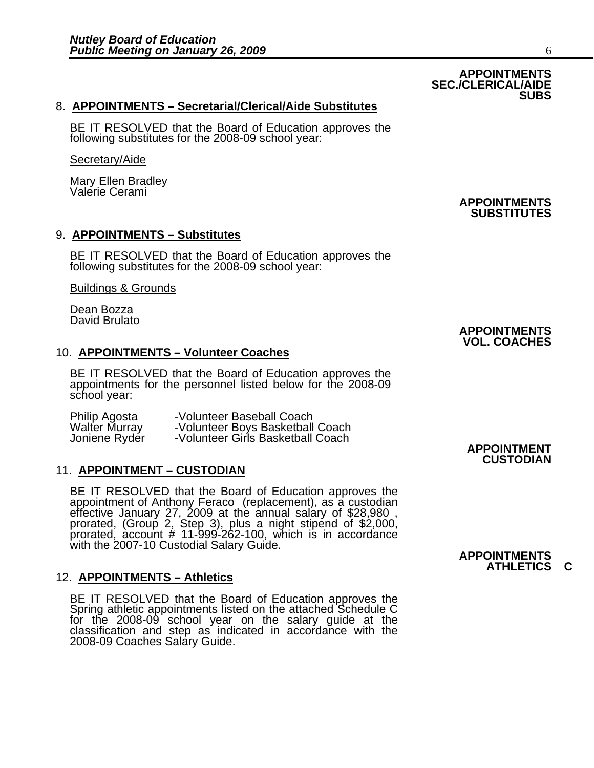**APPOINTMENTS SEC./CLERICAL/AIDE SUBS**

8. **APPOINTMENTS – Secretarial/Clerical/Aide Substitutes**

BE IT RESOLVED that the Board of Education approves the following substitutes for the 2008-09 school year:

Secretary/Aide

Mary Ellen Bradley
Valerie Cerami

**APPOINTMENTS SUBSTITUTES**

9. **APPOINTMENTS – Substitutes**

BE IT RESOLVED that the Board of Education approves the following substitutes for the 2008-09 school year:

Buildings & Grounds

Dean Bozza
David Brulato

**APPOINTMENTS VOL. COACHES**

10. **APPOINTMENTS – Volunteer Coaches**

BE IT RESOLVED that the Board of Education approves the appointments for the personnel listed below for the 2008-09 school year:

| | |
|---|---|
| Philip Agosta | -Volunteer Baseball Coach |
| Walter Murray | -Volunteer Boys Basketball Coach |
| Joniene Ryder | -Volunteer Girls Basketball Coach |

**APPOINTMENT CUSTODIAN**

11. **APPOINTMENT – CUSTODIAN**

BE IT RESOLVED that the Board of Education approves the appointment of Anthony Feraco (replacement), as a custodian effective January 27, 2009 at the annual salary of $28,980 , prorated, (Group 2, Step 3), plus a night stipend of $2,000, prorated, account # 11-999-262-100, which is in accordance with the 2007-10 Custodial Salary Guide.

**APPOINTMENTS ATHLETICS C**

12. **APPOINTMENTS – Athletics**

BE IT RESOLVED that the Board of Education approves the Spring athletic appointments listed on the attached Schedule C for the 2008-09 school year on the salary guide at the classification and step as indicated in accordance with the 2008-09 Coaches Salary Guide.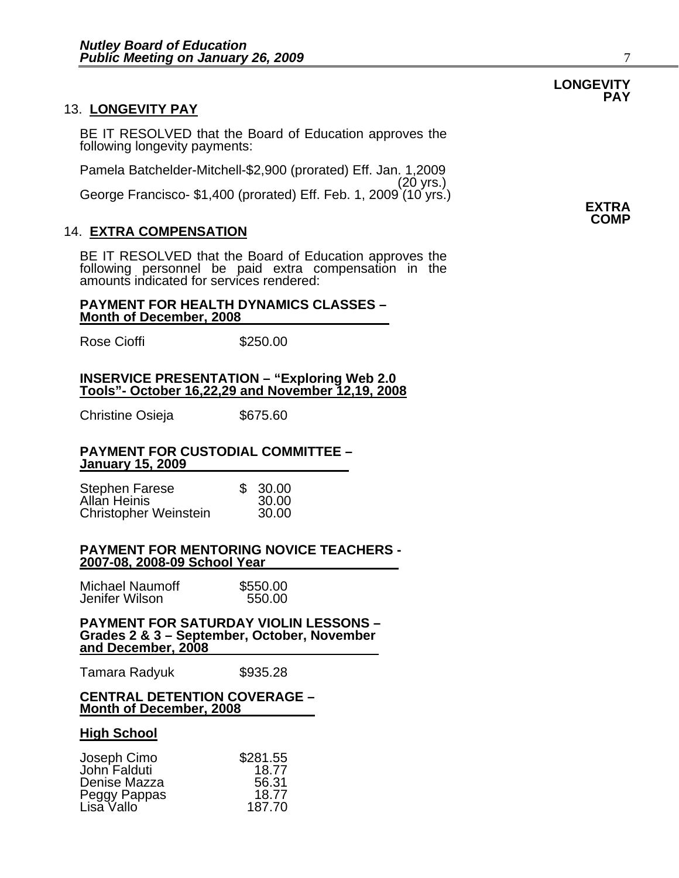**LONGEVITY PAY**

## 13. LONGEVITY PAY

BE IT RESOLVED that the Board of Education approves the following longevity payments:

Pamela Batchelder-Mitchell-$2,900 (prorated) Eff. Jan. 1,2009 (20 yrs.)
George Francisco- $1,400 (prorated) Eff. Feb. 1, 2009 (10 yrs.)

**EXTRA COMP**

## 14. EXTRA COMPENSATION

BE IT RESOLVED that the Board of Education approves the following personnel be paid extra compensation in the amounts indicated for services rendered:

**PAYMENT FOR HEALTH DYNAMICS CLASSES – Month of December, 2008**

| | |
|---|---|
| Rose Cioffi | $250.00 |

**INSERVICE PRESENTATION – "Exploring Web 2.0 Tools"- October 16,22,29 and November 12,19, 2008**

| | |
|---|---|
| Christine Osieja | $675.60 |

**PAYMENT FOR CUSTODIAL COMMITTEE – January 15, 2009**

| | |
|---|---|
| Stephen Farese | $ 30.00 |
| Allan Heinis | 30.00 |
| Christopher Weinstein | 30.00 |

**PAYMENT FOR MENTORING NOVICE TEACHERS - 2007-08, 2008-09 School Year**

| | |
|---|---|
| Michael Naumoff | $550.00 |
| Jenifer Wilson | 550.00 |

**PAYMENT FOR SATURDAY VIOLIN LESSONS – Grades 2 & 3 – September, October, November and December, 2008**

| | |
|---|---|
| Tamara Radyuk | $935.28 |

**CENTRAL DETENTION COVERAGE – Month of December, 2008**

**High School**

| | |
|---|---|
| Joseph Cimo | $281.55 |
| John Falduti | 18.77 |
| Denise Mazza | 56.31 |
| Peggy Pappas | 18.77 |
| Lisa Vallo | 187.70 |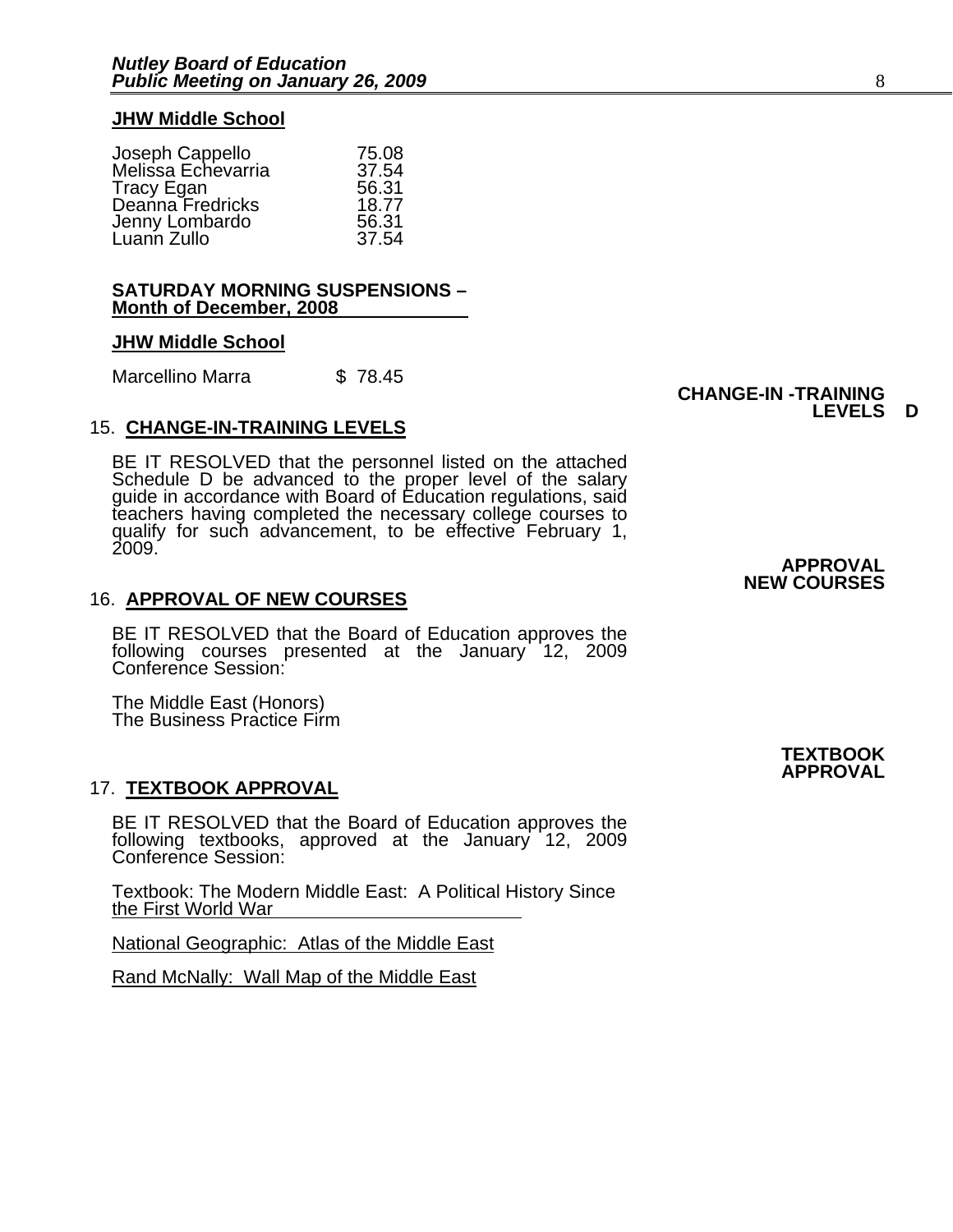**JHW Middle School**

| | |
|---|---|
| Joseph Cappello | 75.08 |
| Melissa Echevarria | 37.54 |
| Tracy Egan | 56.31 |
| Deanna Fredricks | 18.77 |
| Jenny Lombardo | 56.31 |
| Luann Zullo | 37.54 |

**SATURDAY MORNING SUSPENSIONS – Month of December, 2008**

**JHW Middle School**

| | |
|---|---|
| Marcellino Marra | $ 78.45 |

**CHANGE-IN -TRAINING LEVELS D**

15. **CHANGE-IN-TRAINING LEVELS**

BE IT RESOLVED that the personnel listed on the attached Schedule D be advanced to the proper level of the salary guide in accordance with Board of Education regulations, said teachers having completed the necessary college courses to qualify for such advancement, to be effective February 1, 2009.

**APPROVAL NEW COURSES**

16. **APPROVAL OF NEW COURSES**

BE IT RESOLVED that the Board of Education approves the following courses presented at the January 12, 2009 Conference Session:

The Middle East (Honors)
The Business Practice Firm

**TEXTBOOK APPROVAL**

17. **TEXTBOOK APPROVAL**

BE IT RESOLVED that the Board of Education approves the following textbooks, approved at the January 12, 2009 Conference Session:

Textbook: The Modern Middle East: A Political History Since the First World War

National Geographic: Atlas of the Middle East

Rand McNally: Wall Map of the Middle East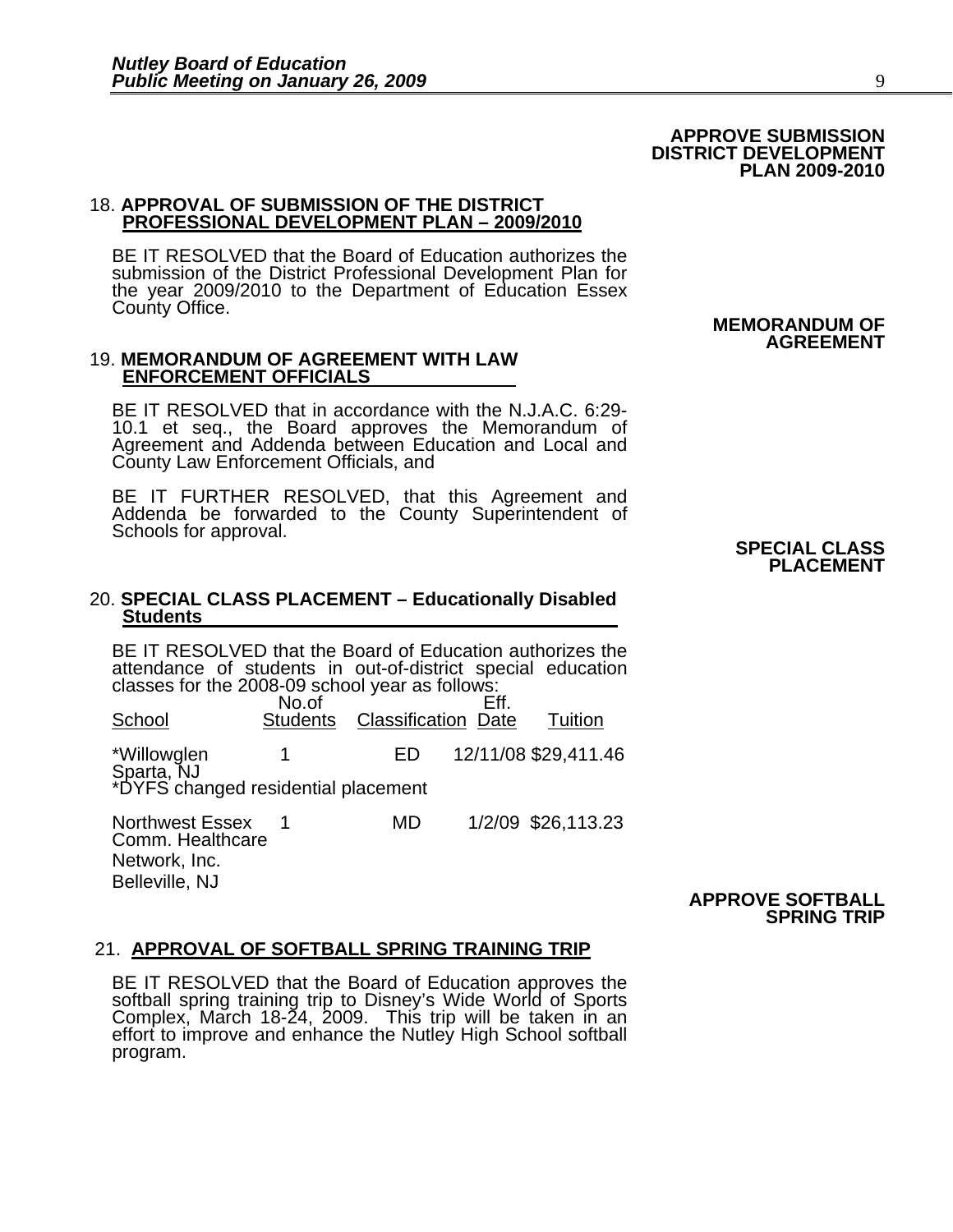**APPROVE SUBMISSION DISTRICT DEVELOPMENT PLAN 2009-2010**

18. **APPROVAL OF SUBMISSION OF THE DISTRICT PROFESSIONAL DEVELOPMENT PLAN – 2009/2010**

BE IT RESOLVED that the Board of Education authorizes the submission of the District Professional Development Plan for the year 2009/2010 to the Department of Education Essex County Office.

**MEMORANDUM OF AGREEMENT**

19. **MEMORANDUM OF AGREEMENT WITH LAW ENFORCEMENT OFFICIALS**

BE IT RESOLVED that in accordance with the N.J.A.C. 6:29-10.1 et seq., the Board approves the Memorandum of Agreement and Addenda between Education and Local and County Law Enforcement Officials, and

BE IT FURTHER RESOLVED, that this Agreement and Addenda be forwarded to the County Superintendent of Schools for approval.

**SPECIAL CLASS PLACEMENT**

20. **SPECIAL CLASS PLACEMENT – Educationally Disabled Students**

BE IT RESOLVED that the Board of Education authorizes the attendance of students in out-of-district special education classes for the 2008-09 school year as follows:

| School | No.of Students | Classification | Eff. Date | Tuition |
|---|---|---|---|---|
| *Willowglen Sparta, NJ *DYFS changed residential placement | 1 | ED | 12/11/08 | $29,411.46 |
| Northwest Essex Comm. Healthcare Network, Inc. Belleville, NJ | 1 | MD | 1/2/09 | $26,113.23 |

**APPROVE SOFTBALL SPRING TRIP**

21. **APPROVAL OF SOFTBALL SPRING TRAINING TRIP**

BE IT RESOLVED that the Board of Education approves the softball spring training trip to Disney's Wide World of Sports Complex, March 18-24, 2009. This trip will be taken in an effort to improve and enhance the Nutley High School softball program.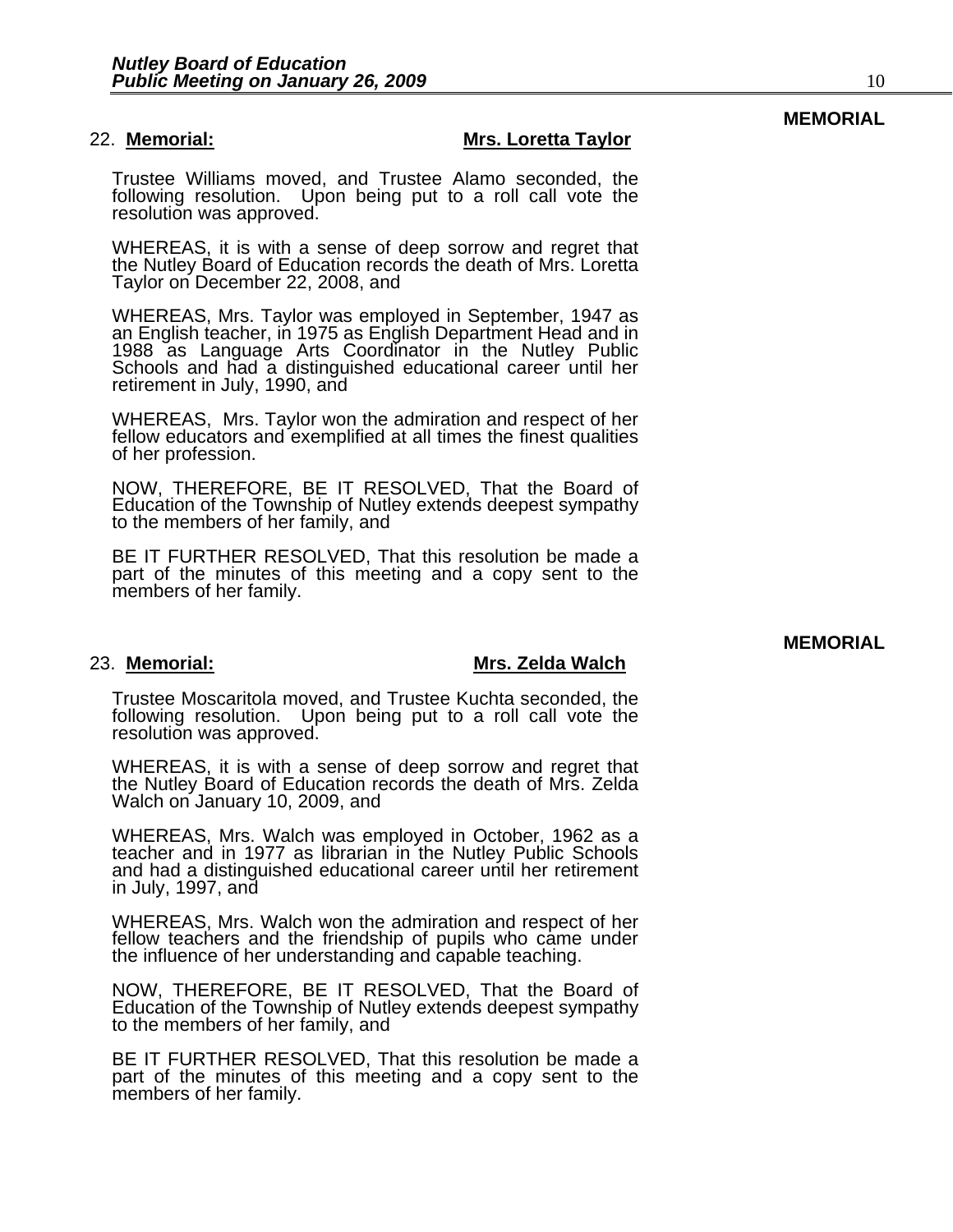**MEMORIAL**

22. **Memorial:** **Mrs. Loretta Taylor**

Trustee Williams moved, and Trustee Alamo seconded, the following resolution. Upon being put to a roll call vote the resolution was approved.

WHEREAS, it is with a sense of deep sorrow and regret that the Nutley Board of Education records the death of Mrs. Loretta Taylor on December 22, 2008, and

WHEREAS, Mrs. Taylor was employed in September, 1947 as an English teacher, in 1975 as English Department Head and in 1988 as Language Arts Coordinator in the Nutley Public Schools and had a distinguished educational career until her retirement in July, 1990, and

WHEREAS, Mrs. Taylor won the admiration and respect of her fellow educators and exemplified at all times the finest qualities of her profession.

NOW, THEREFORE, BE IT RESOLVED, That the Board of Education of the Township of Nutley extends deepest sympathy to the members of her family, and

BE IT FURTHER RESOLVED, That this resolution be made a part of the minutes of this meeting and a copy sent to the members of her family.

**MEMORIAL**

23. **Memorial:** **Mrs. Zelda Walch**

Trustee Moscaritola moved, and Trustee Kuchta seconded, the following resolution. Upon being put to a roll call vote the resolution was approved.

WHEREAS, it is with a sense of deep sorrow and regret that the Nutley Board of Education records the death of Mrs. Zelda Walch on January 10, 2009, and

WHEREAS, Mrs. Walch was employed in October, 1962 as a teacher and in 1977 as librarian in the Nutley Public Schools and had a distinguished educational career until her retirement in July, 1997, and

WHEREAS, Mrs. Walch won the admiration and respect of her fellow teachers and the friendship of pupils who came under the influence of her understanding and capable teaching.

NOW, THEREFORE, BE IT RESOLVED, That the Board of Education of the Township of Nutley extends deepest sympathy to the members of her family, and

BE IT FURTHER RESOLVED, That this resolution be made a part of the minutes of this meeting and a copy sent to the members of her family.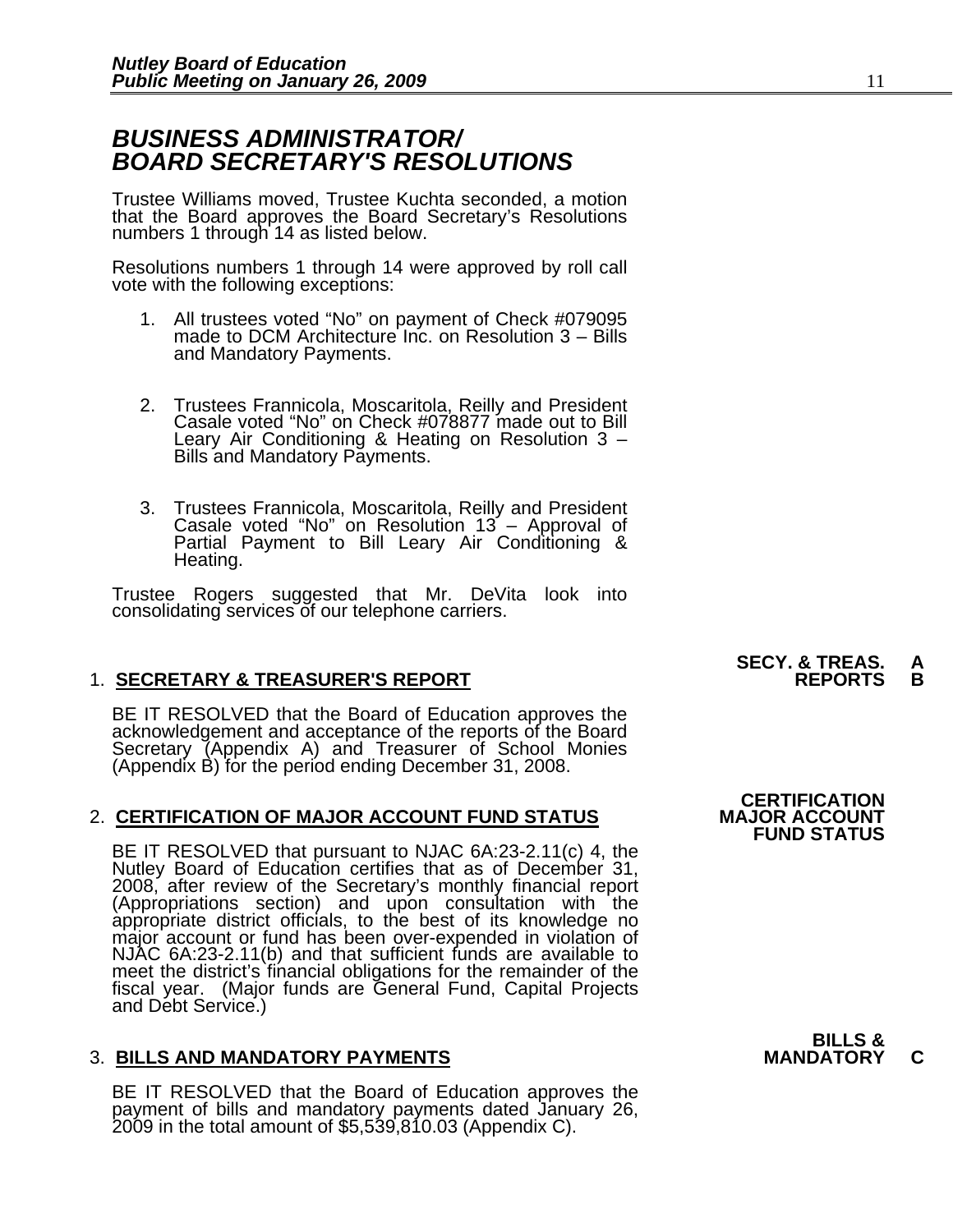# BUSINESS ADMINISTRATOR/ BOARD SECRETARY'S RESOLUTIONS

Trustee Williams moved, Trustee Kuchta seconded, a motion that the Board approves the Board Secretary's Resolutions numbers 1 through 14 as listed below.

Resolutions numbers 1 through 14 were approved by roll call vote with the following exceptions:

1. All trustees voted "No" on payment of Check #079095 made to DCM Architecture Inc. on Resolution 3 – Bills and Mandatory Payments.

2. Trustees Frannicola, Moscaritola, Reilly and President Casale voted "No" on Check #078877 made out to Bill Leary Air Conditioning & Heating on Resolution 3 – Bills and Mandatory Payments.

3. Trustees Frannicola, Moscaritola, Reilly and President Casale voted "No" on Resolution 13 – Approval of Partial Payment to Bill Leary Air Conditioning & Heating.

Trustee Rogers suggested that Mr. DeVita look into consolidating services of our telephone carriers.

**SECY. & TREAS. REPORTS A B**

1. **SECRETARY & TREASURER'S REPORT**

BE IT RESOLVED that the Board of Education approves the acknowledgement and acceptance of the reports of the Board Secretary (Appendix A) and Treasurer of School Monies (Appendix B) for the period ending December 31, 2008.

**CERTIFICATION MAJOR ACCOUNT FUND STATUS**

2. **CERTIFICATION OF MAJOR ACCOUNT FUND STATUS**

BE IT RESOLVED that pursuant to NJAC 6A:23-2.11(c) 4, the Nutley Board of Education certifies that as of December 31, 2008, after review of the Secretary's monthly financial report (Appropriations section) and upon consultation with the appropriate district officials, to the best of its knowledge no major account or fund has been over-expended in violation of NJAC 6A:23-2.11(b) and that sufficient funds are available to meet the district's financial obligations for the remainder of the fiscal year. (Major funds are General Fund, Capital Projects and Debt Service.)

**BILLS & MANDATORY C**

3. **BILLS AND MANDATORY PAYMENTS**

BE IT RESOLVED that the Board of Education approves the payment of bills and mandatory payments dated January 26, 2009 in the total amount of $5,539,810.03 (Appendix C).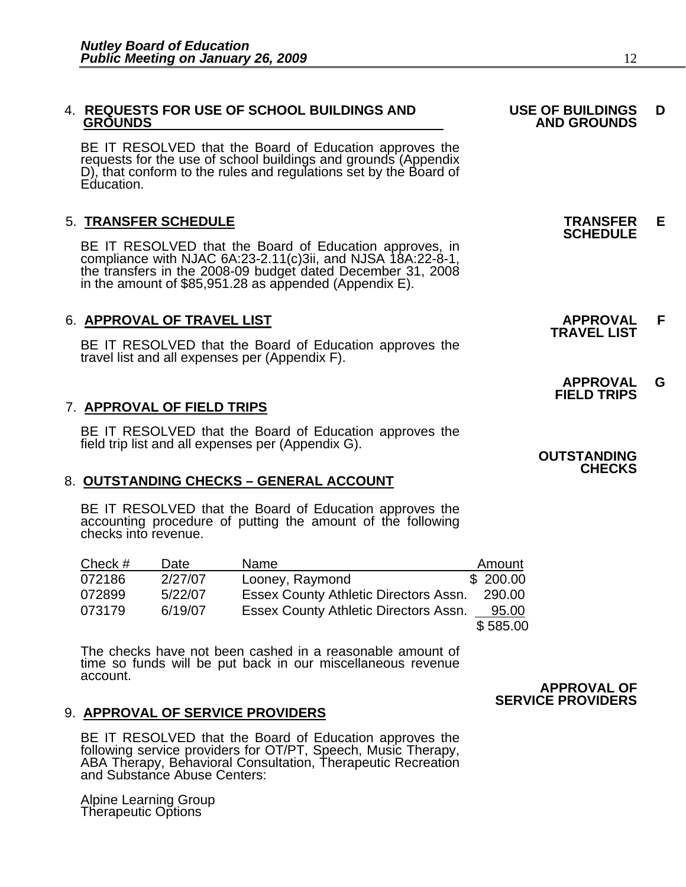4. **REQUESTS FOR USE OF SCHOOL BUILDINGS AND GROUNDS** — **USE OF BUILDINGS AND GROUNDS** **D**

BE IT RESOLVED that the Board of Education approves the requests for the use of school buildings and grounds (Appendix D), that conform to the rules and regulations set by the Board of Education.

5. **TRANSFER SCHEDULE** — **TRANSFER SCHEDULE** **E**

BE IT RESOLVED that the Board of Education approves, in compliance with NJAC 6A:23-2.11(c)3ii, and NJSA 18A:22-8-1, the transfers in the 2008-09 budget dated December 31, 2008 in the amount of $85,951.28 as appended (Appendix E).

6. **APPROVAL OF TRAVEL LIST** — **APPROVAL TRAVEL LIST** **F**

BE IT RESOLVED that the Board of Education approves the travel list and all expenses per (Appendix F).

7. **APPROVAL OF FIELD TRIPS** — **APPROVAL FIELD TRIPS** **G**

BE IT RESOLVED that the Board of Education approves the field trip list and all expenses per (Appendix G).

8. **OUTSTANDING CHECKS – GENERAL ACCOUNT** — **OUTSTANDING CHECKS**

BE IT RESOLVED that the Board of Education approves the accounting procedure of putting the amount of the following checks into revenue.

| Check # | Date | Name | Amount |
|---|---|---|---|
| 072186 | 2/27/07 | Looney, Raymond | $ 200.00 |
| 072899 | 5/22/07 | Essex County Athletic Directors Assn. | 290.00 |
| 073179 | 6/19/07 | Essex County Athletic Directors Assn. | 95.00 |
| | | | $ 585.00 |

The checks have not been cashed in a reasonable amount of time so funds will be put back in our miscellaneous revenue account.

9. **APPROVAL OF SERVICE PROVIDERS** — **APPROVAL OF SERVICE PROVIDERS**

BE IT RESOLVED that the Board of Education approves the following service providers for OT/PT, Speech, Music Therapy, ABA Therapy, Behavioral Consultation, Therapeutic Recreation and Substance Abuse Centers:

Alpine Learning Group
Therapeutic Options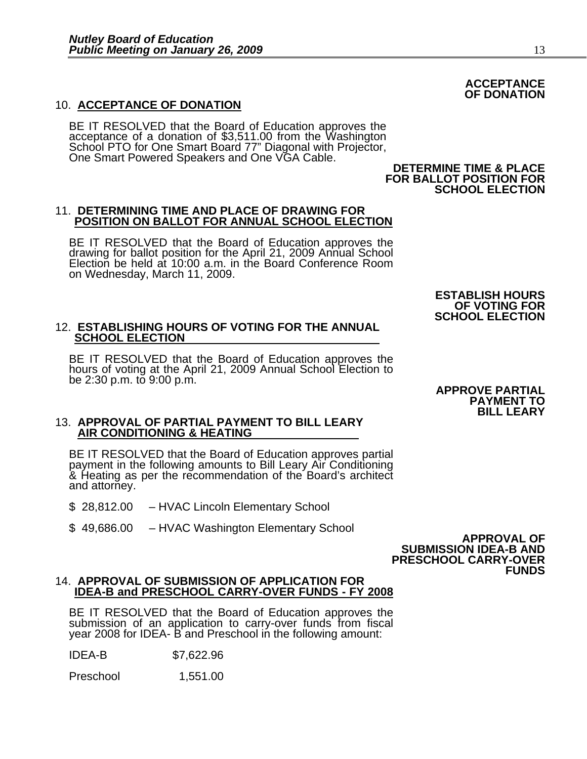**ACCEPTANCE OF DONATION**

10. **ACCEPTANCE OF DONATION**

BE IT RESOLVED that the Board of Education approves the acceptance of a donation of $3,511.00 from the Washington School PTO for One Smart Board 77" Diagonal with Projector, One Smart Powered Speakers and One VGA Cable.

**DETERMINE TIME & PLACE FOR BALLOT POSITION FOR SCHOOL ELECTION**

11. **DETERMINING TIME AND PLACE OF DRAWING FOR POSITION ON BALLOT FOR ANNUAL SCHOOL ELECTION**

BE IT RESOLVED that the Board of Education approves the drawing for ballot position for the April 21, 2009 Annual School Election be held at 10:00 a.m. in the Board Conference Room on Wednesday, March 11, 2009.

**ESTABLISH HOURS OF VOTING FOR SCHOOL ELECTION**

12. **ESTABLISHING HOURS OF VOTING FOR THE ANNUAL SCHOOL ELECTION**

BE IT RESOLVED that the Board of Education approves the hours of voting at the April 21, 2009 Annual School Election to be 2:30 p.m. to 9:00 p.m.

**APPROVE PARTIAL PAYMENT TO BILL LEARY**

13. **APPROVAL OF PARTIAL PAYMENT TO BILL LEARY AIR CONDITIONING & HEATING**

BE IT RESOLVED that the Board of Education approves partial payment in the following amounts to Bill Leary Air Conditioning & Heating as per the recommendation of the Board's architect and attorney.

$ 28,812.00 – HVAC Lincoln Elementary School

$ 49,686.00 – HVAC Washington Elementary School

**APPROVAL OF SUBMISSION IDEA-B AND PRESCHOOL CARRY-OVER FUNDS**

14. **APPROVAL OF SUBMISSION OF APPLICATION FOR IDEA-B and PRESCHOOL CARRY-OVER FUNDS - FY 2008**

BE IT RESOLVED that the Board of Education approves the submission of an application to carry-over funds from fiscal year 2008 for IDEA- B and Preschool in the following amount:

| | |
|---|---|
| IDEA-B | $7,622.96 |
| Preschool | 1,551.00 |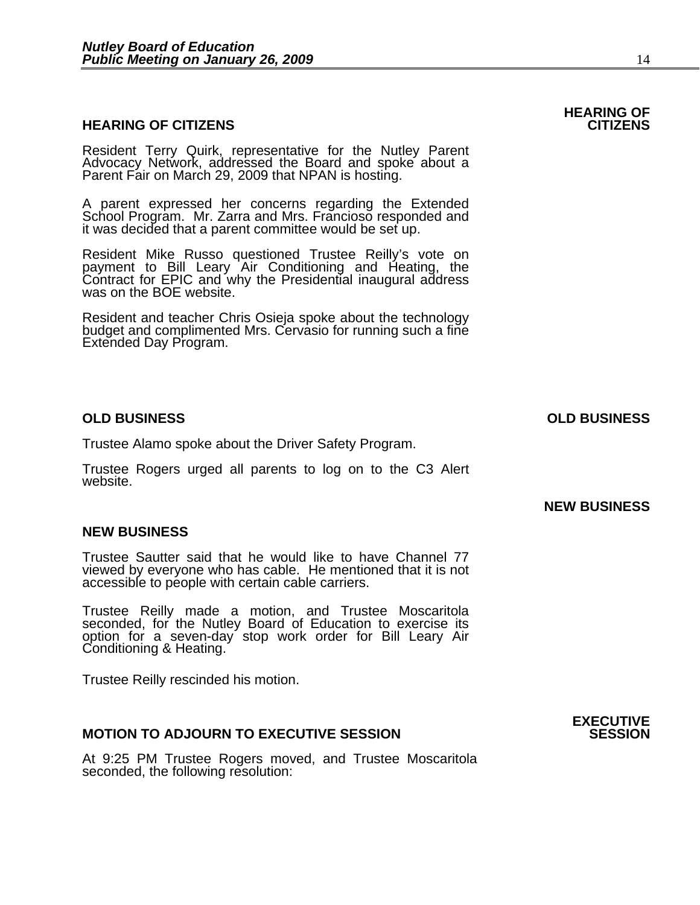## HEARING OF CITIZENS

**HEARING OF CITIZENS**

Resident Terry Quirk, representative for the Nutley Parent Advocacy Network, addressed the Board and spoke about a Parent Fair on March 29, 2009 that NPAN is hosting.

A parent expressed her concerns regarding the Extended School Program. Mr. Zarra and Mrs. Francioso responded and it was decided that a parent committee would be set up.

Resident Mike Russo questioned Trustee Reilly's vote on payment to Bill Leary Air Conditioning and Heating, the Contract for EPIC and why the Presidential inaugural address was on the BOE website.

Resident and teacher Chris Osieja spoke about the technology budget and complimented Mrs. Cervasio for running such a fine Extended Day Program.

## OLD BUSINESS

**OLD BUSINESS**

Trustee Alamo spoke about the Driver Safety Program.

Trustee Rogers urged all parents to log on to the C3 Alert website.

## NEW BUSINESS

**NEW BUSINESS**

Trustee Sautter said that he would like to have Channel 77 viewed by everyone who has cable. He mentioned that it is not accessible to people with certain cable carriers.

Trustee Reilly made a motion, and Trustee Moscaritola seconded, for the Nutley Board of Education to exercise its option for a seven-day stop work order for Bill Leary Air Conditioning & Heating.

Trustee Reilly rescinded his motion.

## MOTION TO ADJOURN TO EXECUTIVE SESSION

**EXECUTIVE SESSION**

At 9:25 PM Trustee Rogers moved, and Trustee Moscaritola seconded, the following resolution: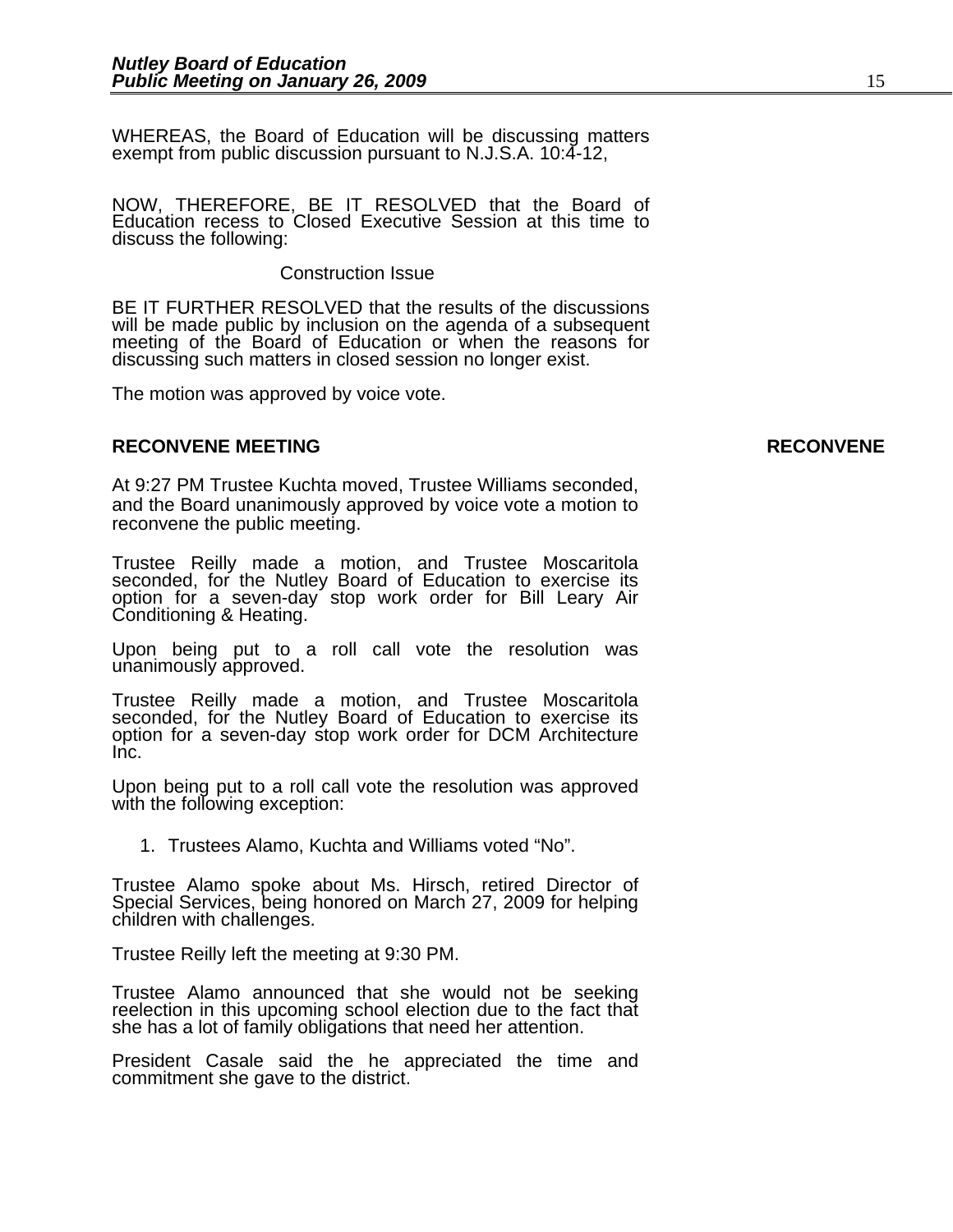WHEREAS, the Board of Education will be discussing matters exempt from public discussion pursuant to N.J.S.A. 10:4-12,

NOW, THEREFORE, BE IT RESOLVED that the Board of Education recess to Closed Executive Session at this time to discuss the following:

Construction Issue

BE IT FURTHER RESOLVED that the results of the discussions will be made public by inclusion on the agenda of a subsequent meeting of the Board of Education or when the reasons for discussing such matters in closed session no longer exist.

The motion was approved by voice vote.

**RECONVENE MEETING** **RECONVENE**

At 9:27 PM Trustee Kuchta moved, Trustee Williams seconded, and the Board unanimously approved by voice vote a motion to reconvene the public meeting.

Trustee Reilly made a motion, and Trustee Moscaritola seconded, for the Nutley Board of Education to exercise its option for a seven-day stop work order for Bill Leary Air Conditioning & Heating.

Upon being put to a roll call vote the resolution was unanimously approved.

Trustee Reilly made a motion, and Trustee Moscaritola seconded, for the Nutley Board of Education to exercise its option for a seven-day stop work order for DCM Architecture Inc.

Upon being put to a roll call vote the resolution was approved with the following exception:

1. Trustees Alamo, Kuchta and Williams voted "No".

Trustee Alamo spoke about Ms. Hirsch, retired Director of Special Services, being honored on March 27, 2009 for helping children with challenges.

Trustee Reilly left the meeting at 9:30 PM.

Trustee Alamo announced that she would not be seeking reelection in this upcoming school election due to the fact that she has a lot of family obligations that need her attention.

President Casale said the he appreciated the time and commitment she gave to the district.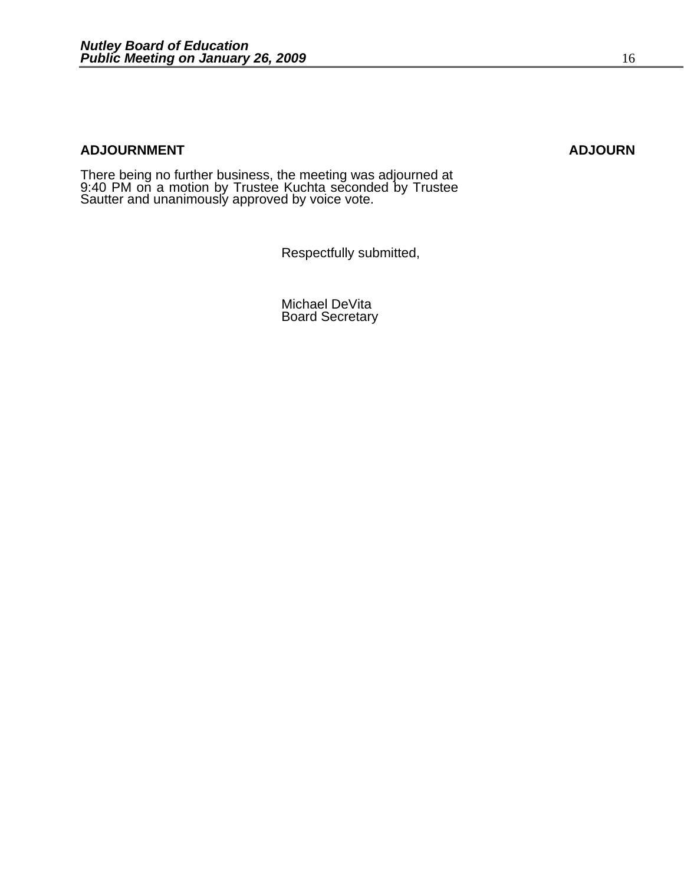**ADJOURNMENT** **ADJOURN**

There being no further business, the meeting was adjourned at 9:40 PM on a motion by Trustee Kuchta seconded by Trustee Sautter and unanimously approved by voice vote.

Respectfully submitted,

Michael DeVita
Board Secretary